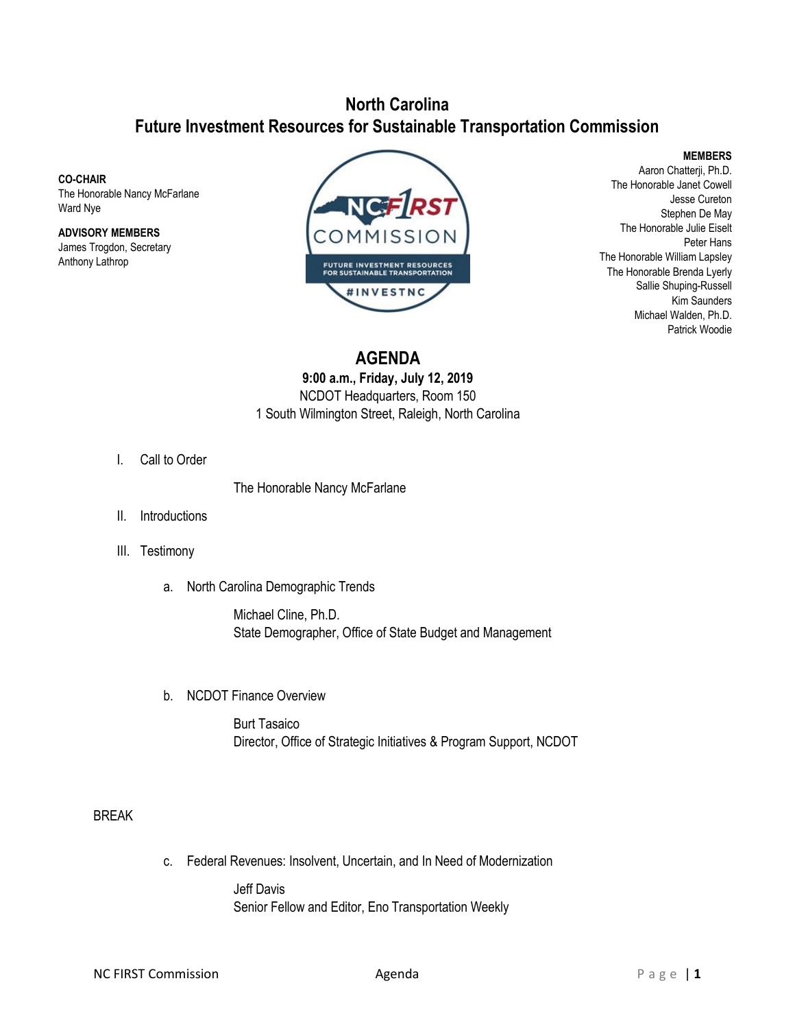# North Carolina
# Future Investment Resources for Sustainable Transportation Commission

**CO-CHAIR**
The Honorable Nancy McFarlane
Ward Nye

**ADVISORY MEMBERS**
James Trogdon, Secretary
Anthony Lathrop

**MEMBERS**
Aaron Chatterji, Ph.D.
The Honorable Janet Cowell
Jesse Cureton
Stephen De May
The Honorable Julie Eiselt
Peter Hans
The Honorable William Lapsley
The Honorable Brenda Lyerly
Sallie Shuping-Russell
Kim Saunders
Michael Walden, Ph.D.
Patrick Woodie

## AGENDA

**9:00 a.m., Friday, July 12, 2019**
NCDOT Headquarters, Room 150
1 South Wilmington Street, Raleigh, North Carolina

I. Call to Order

The Honorable Nancy McFarlane

II. Introductions

III. Testimony

a. North Carolina Demographic Trends

Michael Cline, Ph.D.
State Demographer, Office of State Budget and Management

b. NCDOT Finance Overview

Burt Tasaico
Director, Office of Strategic Initiatives & Program Support, NCDOT

BREAK

c. Federal Revenues: Insolvent, Uncertain, and In Need of Modernization

Jeff Davis
Senior Fellow and Editor, Eno Transportation Weekly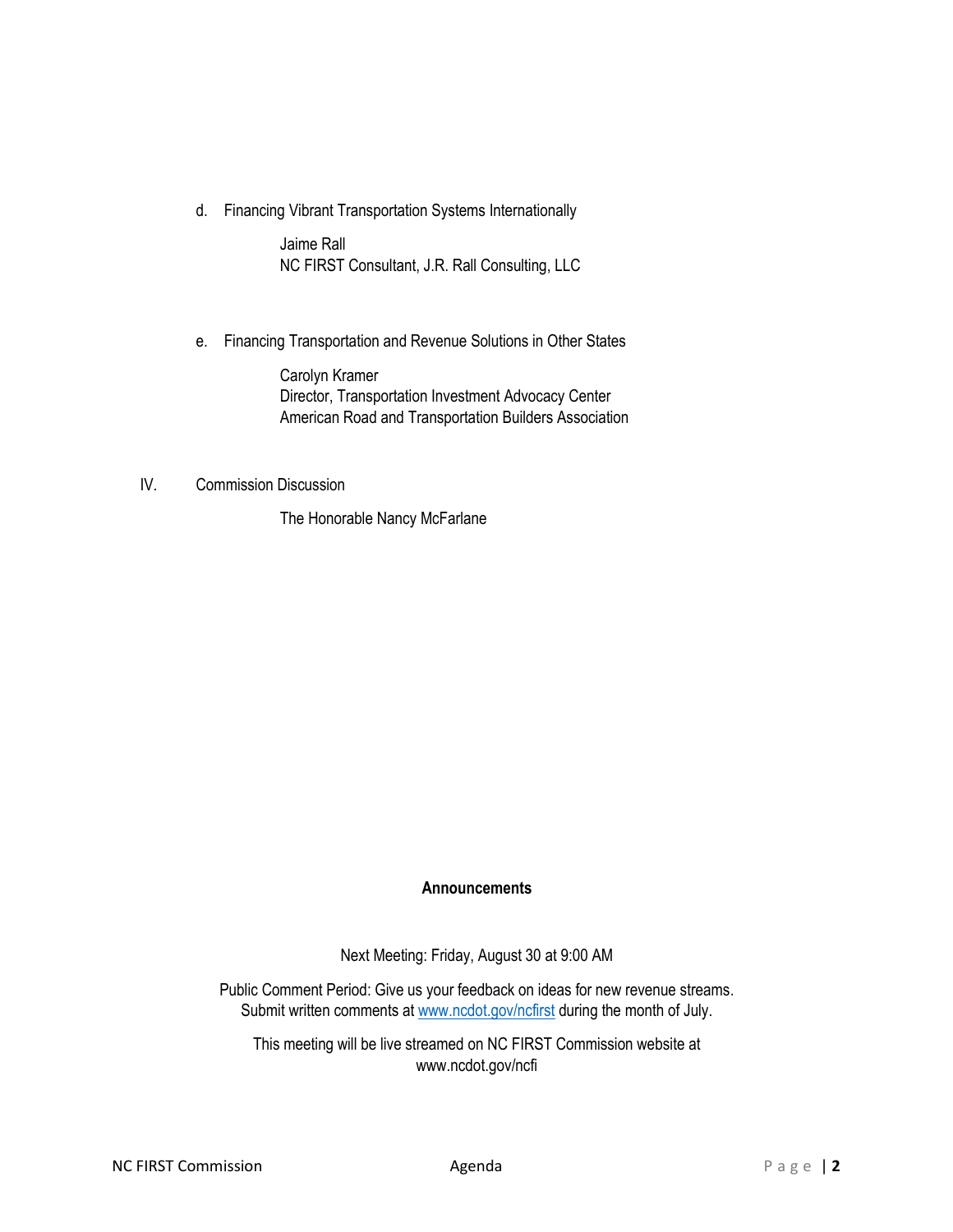d. Financing Vibrant Transportation Systems Internationally

Jaime Rall
NC FIRST Consultant, J.R. Rall Consulting, LLC

e. Financing Transportation and Revenue Solutions in Other States

Carolyn Kramer
Director, Transportation Investment Advocacy Center
American Road and Transportation Builders Association

IV. Commission Discussion

The Honorable Nancy McFarlane

**Announcements**

Next Meeting: Friday, August 30 at 9:00 AM

Public Comment Period: Give us your feedback on ideas for new revenue streams. Submit written comments at [www.ncdot.gov/ncfirst](www.ncdot.gov/ncfirst) during the month of July.

This meeting will be live streamed on NC FIRST Commission website at www.ncdot.gov/ncfi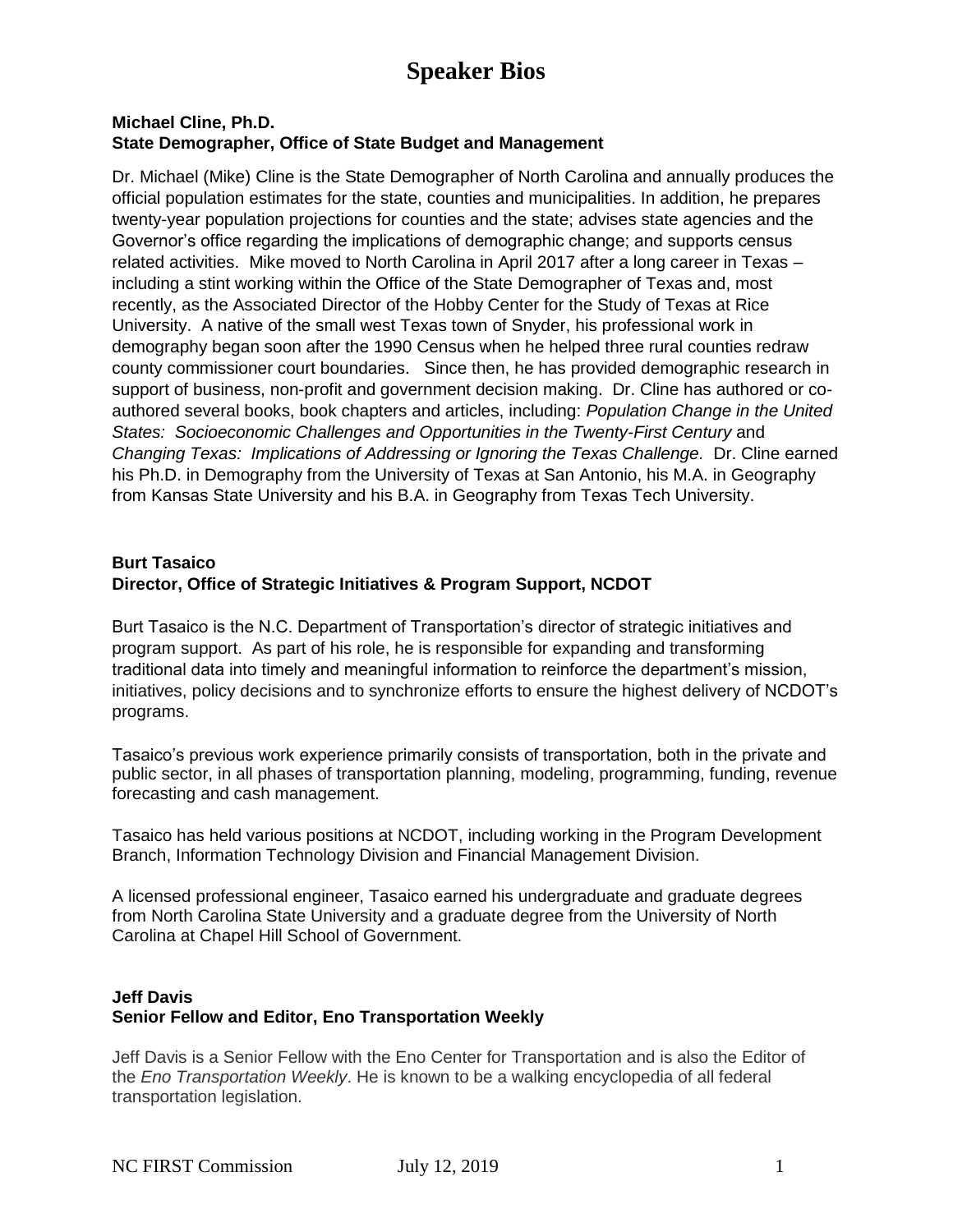# Speaker Bios

**Michael Cline, Ph.D.**
**State Demographer, Office of State Budget and Management**

Dr. Michael (Mike) Cline is the State Demographer of North Carolina and annually produces the official population estimates for the state, counties and municipalities. In addition, he prepares twenty-year population projections for counties and the state; advises state agencies and the Governor's office regarding the implications of demographic change; and supports census related activities. Mike moved to North Carolina in April 2017 after a long career in Texas – including a stint working within the Office of the State Demographer of Texas and, most recently, as the Associated Director of the Hobby Center for the Study of Texas at Rice University. A native of the small west Texas town of Snyder, his professional work in demography began soon after the 1990 Census when he helped three rural counties redraw county commissioner court boundaries. Since then, he has provided demographic research in support of business, non-profit and government decision making. Dr. Cline has authored or co-authored several books, book chapters and articles, including: *Population Change in the United States: Socioeconomic Challenges and Opportunities in the Twenty-First Century* and *Changing Texas: Implications of Addressing or Ignoring the Texas Challenge.* Dr. Cline earned his Ph.D. in Demography from the University of Texas at San Antonio, his M.A. in Geography from Kansas State University and his B.A. in Geography from Texas Tech University.

**Burt Tasaico**
**Director, Office of Strategic Initiatives & Program Support, NCDOT**

Burt Tasaico is the N.C. Department of Transportation's director of strategic initiatives and program support. As part of his role, he is responsible for expanding and transforming traditional data into timely and meaningful information to reinforce the department's mission, initiatives, policy decisions and to synchronize efforts to ensure the highest delivery of NCDOT's programs.

Tasaico's previous work experience primarily consists of transportation, both in the private and public sector, in all phases of transportation planning, modeling, programming, funding, revenue forecasting and cash management.

Tasaico has held various positions at NCDOT, including working in the Program Development Branch, Information Technology Division and Financial Management Division.

A licensed professional engineer, Tasaico earned his undergraduate and graduate degrees from North Carolina State University and a graduate degree from the University of North Carolina at Chapel Hill School of Government.

**Jeff Davis**
**Senior Fellow and Editor, Eno Transportation Weekly**

Jeff Davis is a Senior Fellow with the Eno Center for Transportation and is also the Editor of the *Eno Transportation Weekly*. He is known to be a walking encyclopedia of all federal transportation legislation.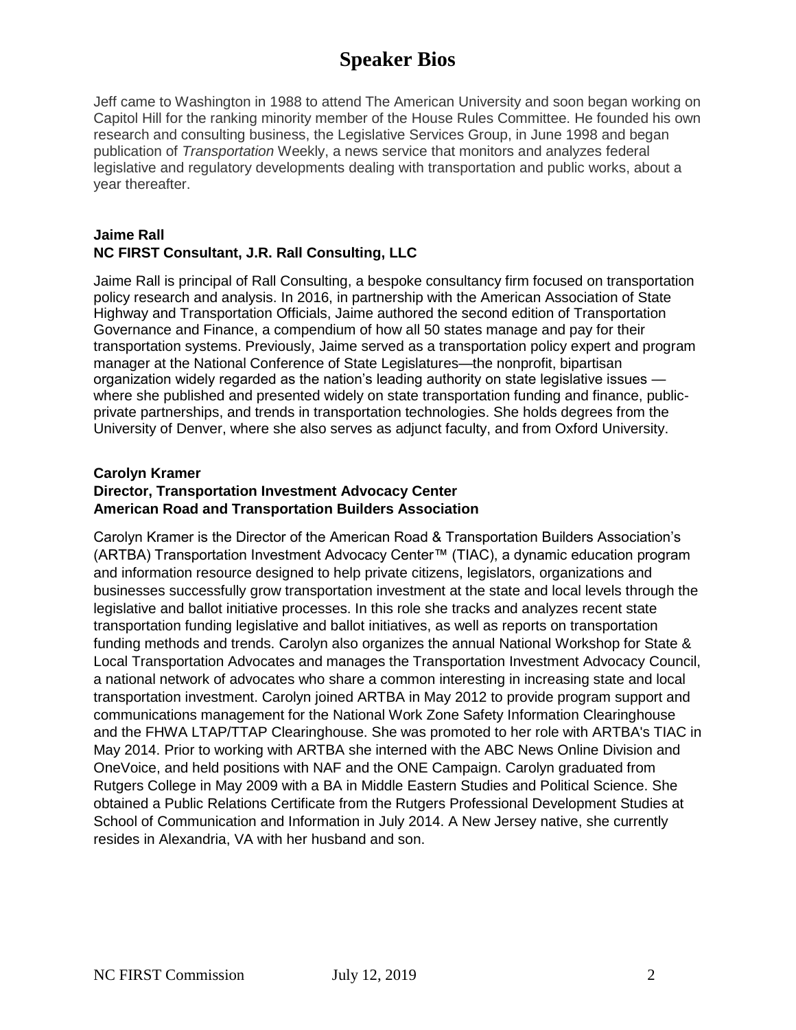# Speaker Bios

Jeff came to Washington in 1988 to attend The American University and soon began working on Capitol Hill for the ranking minority member of the House Rules Committee. He founded his own research and consulting business, the Legislative Services Group, in June 1998 and began publication of *Transportation* Weekly, a news service that monitors and analyzes federal legislative and regulatory developments dealing with transportation and public works, about a year thereafter.

**Jaime Rall**
**NC FIRST Consultant, J.R. Rall Consulting, LLC**

Jaime Rall is principal of Rall Consulting, a bespoke consultancy firm focused on transportation policy research and analysis. In 2016, in partnership with the American Association of State Highway and Transportation Officials, Jaime authored the second edition of Transportation Governance and Finance, a compendium of how all 50 states manage and pay for their transportation systems. Previously, Jaime served as a transportation policy expert and program manager at the National Conference of State Legislatures—the nonprofit, bipartisan organization widely regarded as the nation's leading authority on state legislative issues — where she published and presented widely on state transportation funding and finance, public-private partnerships, and trends in transportation technologies. She holds degrees from the University of Denver, where she also serves as adjunct faculty, and from Oxford University.

**Carolyn Kramer**
**Director, Transportation Investment Advocacy Center**
**American Road and Transportation Builders Association**

Carolyn Kramer is the Director of the American Road & Transportation Builders Association's (ARTBA) Transportation Investment Advocacy Center™ (TIAC), a dynamic education program and information resource designed to help private citizens, legislators, organizations and businesses successfully grow transportation investment at the state and local levels through the legislative and ballot initiative processes. In this role she tracks and analyzes recent state transportation funding legislative and ballot initiatives, as well as reports on transportation funding methods and trends. Carolyn also organizes the annual National Workshop for State & Local Transportation Advocates and manages the Transportation Investment Advocacy Council, a national network of advocates who share a common interesting in increasing state and local transportation investment. Carolyn joined ARTBA in May 2012 to provide program support and communications management for the National Work Zone Safety Information Clearinghouse and the FHWA LTAP/TTAP Clearinghouse. She was promoted to her role with ARTBA's TIAC in May 2014. Prior to working with ARTBA she interned with the ABC News Online Division and OneVoice, and held positions with NAF and the ONE Campaign. Carolyn graduated from Rutgers College in May 2009 with a BA in Middle Eastern Studies and Political Science. She obtained a Public Relations Certificate from the Rutgers Professional Development Studies at School of Communication and Information in July 2014. A New Jersey native, she currently resides in Alexandria, VA with her husband and son.